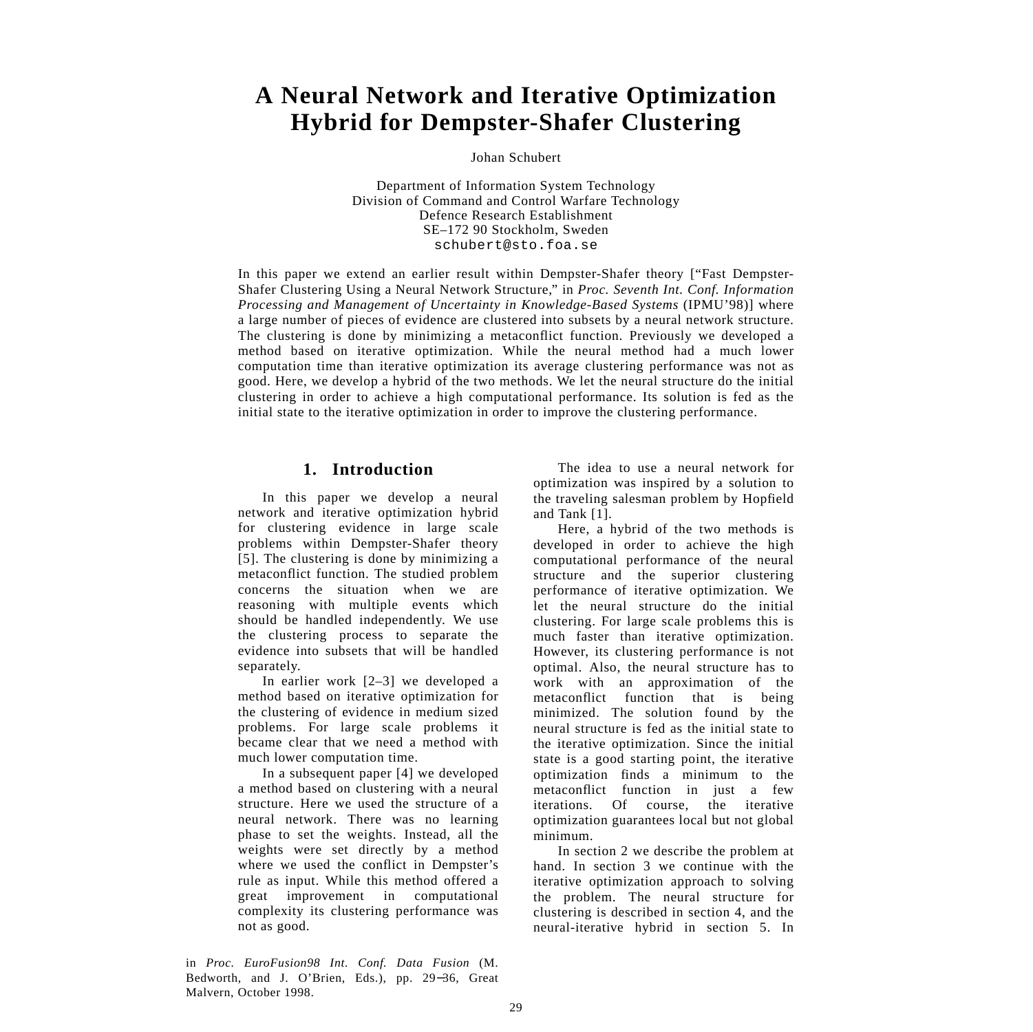# A Neural Network and Iterative Optimization Hybrid for Dempster-Shafer Clustering

Johan Schubert

Department of Information System Technology
Division of Command and Control Warfare Technology
Defence Research Establishment
SE–172 90 Stockholm, Sweden
schubert@sto.foa.se

In this paper we extend an earlier result within Dempster-Shafer theory ["Fast Dempster-Shafer Clustering Using a Neural Network Structure," in *Proc. Seventh Int. Conf. Information Processing and Management of Uncertainty in Knowledge-Based Systems* (IPMU'98)] where a large number of pieces of evidence are clustered into subsets by a neural network structure. The clustering is done by minimizing a metaconflict function. Previously we developed a method based on iterative optimization. While the neural method had a much lower computation time than iterative optimization its average clustering performance was not as good. Here, we develop a hybrid of the two methods. We let the neural structure do the initial clustering in order to achieve a high computational performance. Its solution is fed as the initial state to the iterative optimization in order to improve the clustering performance.

## 1. Introduction

In this paper we develop a neural network and iterative optimization hybrid for clustering evidence in large scale problems within Dempster-Shafer theory [5]. The clustering is done by minimizing a metaconflict function. The studied problem concerns the situation when we are reasoning with multiple events which should be handled independently. We use the clustering process to separate the evidence into subsets that will be handled separately.

In earlier work [2–3] we developed a method based on iterative optimization for the clustering of evidence in medium sized problems. For large scale problems it became clear that we need a method with much lower computation time.

In a subsequent paper [4] we developed a method based on clustering with a neural structure. Here we used the structure of a neural network. There was no learning phase to set the weights. Instead, all the weights were set directly by a method where we used the conflict in Dempster's rule as input. While this method offered a great improvement in computational complexity its clustering performance was not as good.

The idea to use a neural network for optimization was inspired by a solution to the traveling salesman problem by Hopfield and Tank [1].

Here, a hybrid of the two methods is developed in order to achieve the high computational performance of the neural structure and the superior clustering performance of iterative optimization. We let the neural structure do the initial clustering. For large scale problems this is much faster than iterative optimization. However, its clustering performance is not optimal. Also, the neural structure has to work with an approximation of the metaconflict function that is being minimized. The solution found by the neural structure is fed as the initial state to the iterative optimization. Since the initial state is a good starting point, the iterative optimization finds a minimum to the metaconflict function in just a few iterations. Of course, the iterative optimization guarantees local but not global minimum.

In section 2 we describe the problem at hand. In section 3 we continue with the iterative optimization approach to solving the problem. The neural structure for clustering is described in section 4, and the neural-iterative hybrid in section 5. In

in *Proc. EuroFusion98 Int. Conf. Data Fusion* (M. Bedworth, and J. O'Brien, Eds.), pp. 29–36, Great Malvern, October 1998.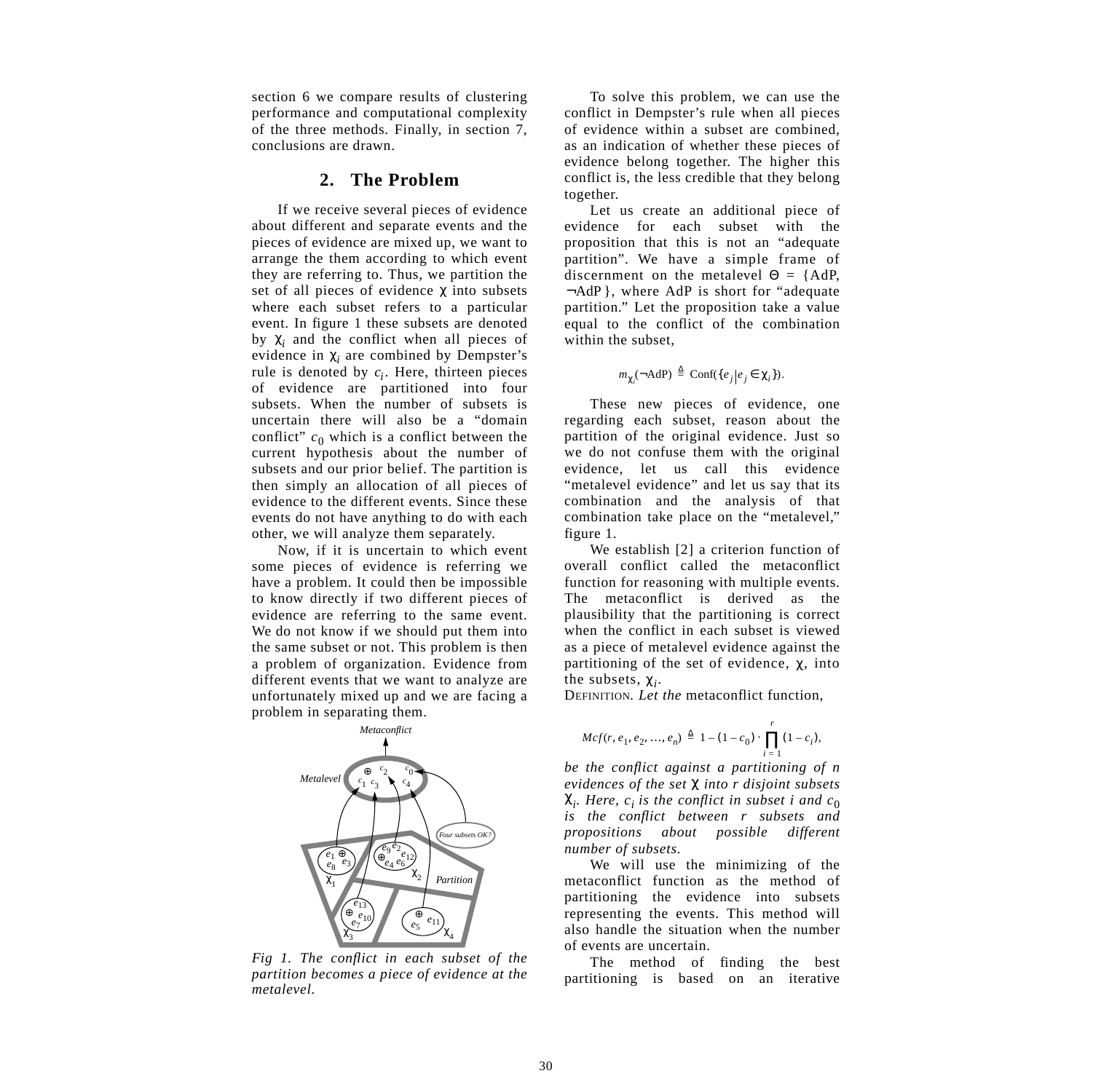section 6 we compare results of clustering performance and computational complexity of the three methods. Finally, in section 7, conclusions are drawn.

## 2. The Problem

If we receive several pieces of evidence about different and separate events and the pieces of evidence are mixed up, we want to arrange the them according to which event they are referring to. Thus, we partition the set of all pieces of evidence $\chi$ into subsets where each subset refers to a particular event. In figure 1 these subsets are denoted by $\chi_i$ and the conflict when all pieces of evidence in $\chi_i$ are combined by Dempster's rule is denoted by $c_i$. Here, thirteen pieces of evidence are partitioned into four subsets. When the number of subsets is uncertain there will also be a "domain conflict" $c_0$ which is a conflict between the current hypothesis about the number of subsets and our prior belief. The partition is then simply an allocation of all pieces of evidence to the different events. Since these events do not have anything to do with each other, we will analyze them separately.

Now, if it is uncertain to which event some pieces of evidence is referring we have a problem. It could then be impossible to know directly if two different pieces of evidence are referring to the same event. We do not know if we should put them into the same subset or not. This problem is then a problem of organization. Evidence from different events that we want to analyze are unfortunately mixed up and we are facing a problem in separating them.

Metaconflict

Metalevel

$c_1$ $c_2$ $c_3$ $c_4$ $c_0$

Four subsets OK?

$e_1$ $e_8$ $e_3$ $\chi_1$

$e_9$ $e_2$ $e_{12}$ $e_4$ $e_6$ $\chi_2$

Partition

$e_{13}$ $e_{10}$ $e_7$ $\chi_3$

$e_{11}$ $e_5$ $\chi_4$

*Fig 1. The conflict in each subset of the partition becomes a piece of evidence at the metalevel.*

To solve this problem, we can use the conflict in Dempster's rule when all pieces of evidence within a subset are combined, as an indication of whether these pieces of evidence belong together. The higher this conflict is, the less credible that they belong together.

Let us create an additional piece of evidence for each subset with the proposition that this is not an "adequate partition". We have a simple frame of discernment on the metalevel $\Theta = \{\text{AdP}, \neg\text{AdP}\}$, where AdP is short for "adequate partition." Let the proposition take a value equal to the conflict of the combination within the subset,

$$m_{\chi_i}(\neg\text{AdP}) \triangleq \text{Conf}(\{e_j | e_j \in \chi_i\}).$$

These new pieces of evidence, one regarding each subset, reason about the partition of the original evidence. Just so we do not confuse them with the original evidence, let us call this evidence "metalevel evidence" and let us say that its combination and the analysis of that combination take place on the "metalevel," figure 1.

We establish [2] a criterion function of overall conflict called the metaconflict function for reasoning with multiple events. The metaconflict is derived as the plausibility that the partitioning is correct when the conflict in each subset is viewed as a piece of metalevel evidence against the partitioning of the set of evidence, $\chi$, into the subsets, $\chi_i$.

Definition. *Let the* metaconflict function,

$$Mcf(r, e_1, e_2, \ldots, e_n) \triangleq 1 - (1 - c_0) \cdot \prod_{i=1}^{r} (1 - c_i),$$

*be the conflict against a partitioning of n evidences of the set* $\chi$ *into r disjoint subsets* $\chi_i$*. Here,* $c_i$ *is the conflict in subset i and* $c_0$ *is the conflict between r subsets and propositions about possible different number of subsets.*

We will use the minimizing of the metaconflict function as the method of partitioning the evidence into subsets representing the events. This method will also handle the situation when the number of events are uncertain.

The method of finding the best partitioning is based on an iterative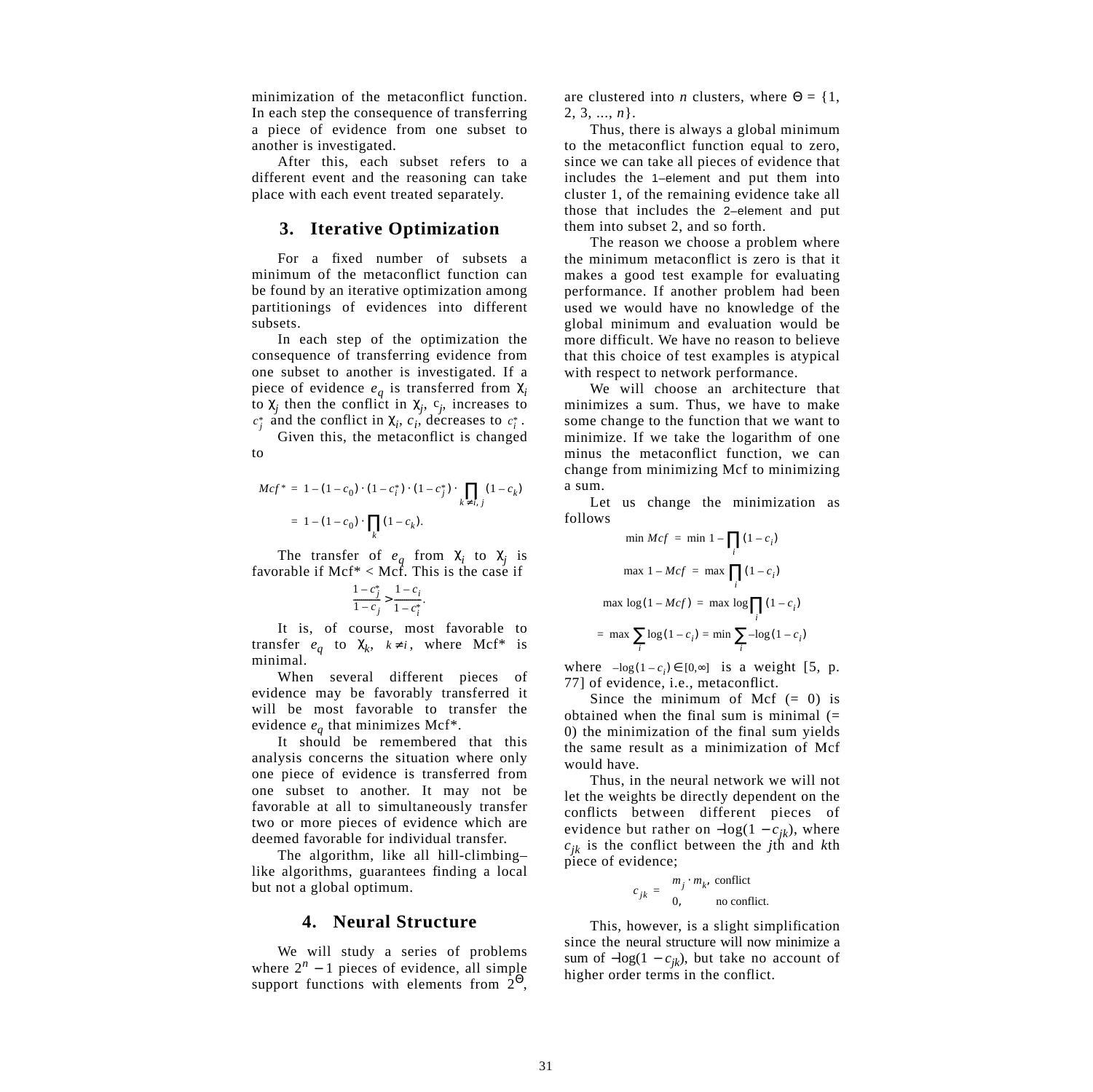minimization of the metaconflict function. In each step the consequence of transferring a piece of evidence from one subset to another is investigated.

After this, each subset refers to a different event and the reasoning can take place with each event treated separately.

## 3. Iterative Optimization

For a fixed number of subsets a minimum of the metaconflict function can be found by an iterative optimization among partitionings of evidences into different subsets.

In each step of the optimization the consequence of transferring evidence from one subset to another is investigated. If a piece of evidence $e_q$ is transferred from $\chi_i$ to $\chi_j$ then the conflict in $\chi_j$, $c_j$, increases to $c_j^*$ and the conflict in $\chi_i$, $c_i$, decreases to $c_i^*$.

Given this, the metaconflict is changed to

$$Mcf^* = 1 - (1 - c_0) \cdot (1 - c_i^*) \cdot (1 - c_j^*) \cdot \prod_{k \neq i, j} (1 - c_k)$$

$$= 1 - (1 - c_0) \cdot \prod_k (1 - c_k).$$

The transfer of $e_q$ from $\chi_i$ to $\chi_j$ is favorable if Mcf* < Mcf. This is the case if

$$\frac{1 - c_j^*}{1 - c_j} > \frac{1 - c_i}{1 - c_i^*}.$$

It is, of course, most favorable to transfer $e_q$ to $\chi_k$, $k \neq i$, where Mcf* is minimal.

When several different pieces of evidence may be favorably transferred it will be most favorable to transfer the evidence $e_q$ that minimizes Mcf*.

It should be remembered that this analysis concerns the situation where only one piece of evidence is transferred from one subset to another. It may not be favorable at all to simultaneously transfer two or more pieces of evidence which are deemed favorable for individual transfer.

The algorithm, like all hill-climbing–like algorithms, guarantees finding a local but not a global optimum.

## 4. Neural Structure

We will study a series of problems where $2^n - 1$ pieces of evidence, all simple support functions with elements from $2^\Theta$, are clustered into $n$ clusters, where $\Theta = \{1, 2, 3, \ldots, n\}$.

Thus, there is always a global minimum to the metaconflict function equal to zero, since we can take all pieces of evidence that includes the 1–element and put them into cluster 1, of the remaining evidence take all those that includes the 2–element and put them into subset 2, and so forth.

The reason we choose a problem where the minimum metaconflict is zero is that it makes a good test example for evaluating performance. If another problem had been used we would have no knowledge of the global minimum and evaluation would be more difficult. We have no reason to believe that this choice of test examples is atypical with respect to network performance.

We will choose an architecture that minimizes a sum. Thus, we have to make some change to the function that we want to minimize. If we take the logarithm of one minus the metaconflict function, we can change from minimizing Mcf to minimizing a sum.

Let us change the minimization as follows

$$\min Mcf = \min 1 - \prod_i (1 - c_i)$$

$$\max 1 - Mcf = \max \prod_i (1 - c_i)$$

$$\max \log(1 - Mcf) = \max \log \prod_i (1 - c_i)$$

$$= \max \sum_i \log(1 - c_i) = \min \sum_i -\log(1 - c_i)$$

where $-\log(1 - c_i) \in [0, \infty]$ is a weight [5, p. 77] of evidence, i.e., metaconflict.

Since the minimum of Mcf (= 0) is obtained when the final sum is minimal (= 0) the minimization of the final sum yields the same result as a minimization of Mcf would have.

Thus, in the neural network we will not let the weights be directly dependent on the conflicts between different pieces of evidence but rather on $-\log(1 - c_{jk})$, where $c_{jk}$ is the conflict between the $j$th and $k$th piece of evidence;

$$c_{jk} = \begin{cases} m_j \cdot m_k, & \text{conflict} \\ 0, & \text{no conflict.} \end{cases}$$

This, however, is a slight simplification since the neural structure will now minimize a sum of $-\log(1 - c_{jk})$, but take no account of higher order terms in the conflict.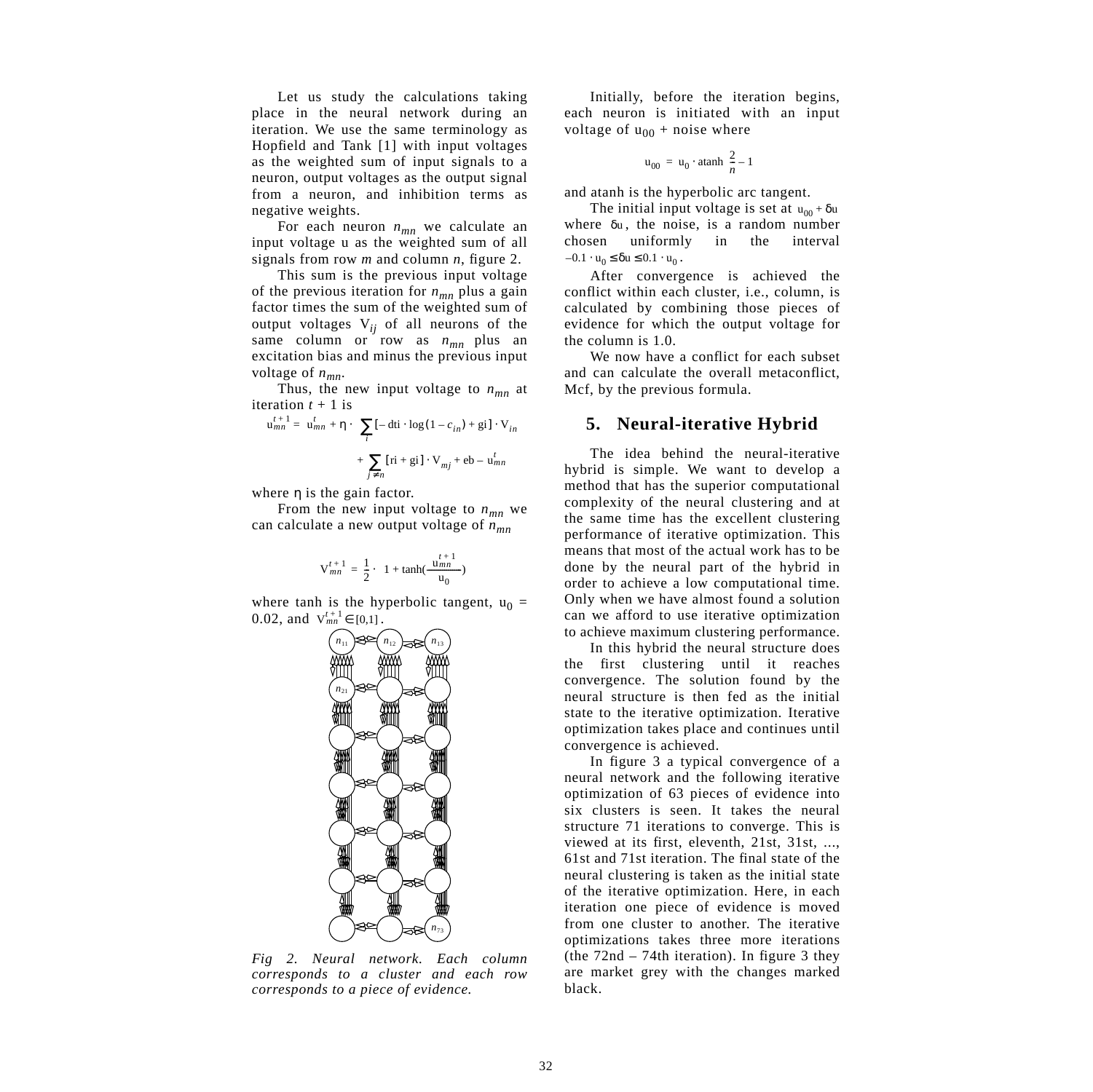Let us study the calculations taking place in the neural network during an iteration. We use the same terminology as Hopfield and Tank [1] with input voltages as the weighted sum of input signals to a neuron, output voltages as the output signal from a neuron, and inhibition terms as negative weights.

For each neuron $n_{mn}$ we calculate an input voltage u as the weighted sum of all signals from row *m* and column *n*, figure 2.

This sum is the previous input voltage of the previous iteration for $n_{mn}$ plus a gain factor times the sum of the weighted sum of output voltages $V_{ij}$ of all neurons of the same column or row as $n_{mn}$ plus an excitation bias and minus the previous input voltage of $n_{mn}$.

Thus, the new input voltage to $n_{mn}$ at iteration $t + 1$ is

$$u_{mn}^{t+1} = u_{mn}^{t} + \eta \cdot \left( \sum_{i} [-\mathrm{dti} \cdot \log(1 - c_{in}) + \mathrm{gi}] \cdot V_{in} + \sum_{j \neq n} [\mathrm{ri} + \mathrm{gi}] \cdot V_{mj} + \mathrm{eb} - u_{mn}^{t} \right)$$

where $\eta$ is the gain factor.

From the new input voltage to $n_{mn}$ we can calculate a new output voltage of $n_{mn}$

$$V_{mn}^{t+1} = \frac{1}{2} \cdot \left( 1 + \tanh\left(\frac{u_{mn}^{t+1}}{u_0}\right) \right)$$

where tanh is the hyperbolic tangent, $u_0 = 0.02$, and $V_{mn}^{t+1} \in [0,1]$.

*Fig 2. Neural network. Each column corresponds to a cluster and each row corresponds to a piece of evidence.*

Initially, before the iteration begins, each neuron is initiated with an input voltage of $u_{00}$ + noise where

$$u_{00} = u_0 \cdot \mathrm{atanh}\left(\frac{2}{n} - 1\right)$$

and atanh is the hyperbolic arc tangent.

The initial input voltage is set at $u_{00} + \delta u$ where $\delta u$, the noise, is a random number chosen uniformly in the interval $-0.1 \cdot u_0 \leq \delta u \leq 0.1 \cdot u_0$.

After convergence is achieved the conflict within each cluster, i.e., column, is calculated by combining those pieces of evidence for which the output voltage for the column is 1.0.

We now have a conflict for each subset and can calculate the overall metaconflict, Mcf, by the previous formula.

## 5. Neural-iterative Hybrid

The idea behind the neural-iterative hybrid is simple. We want to develop a method that has the superior computational complexity of the neural clustering and at the same time has the excellent clustering performance of iterative optimization. This means that most of the actual work has to be done by the neural part of the hybrid in order to achieve a low computational time. Only when we have almost found a solution can we afford to use iterative optimization to achieve maximum clustering performance.

In this hybrid the neural structure does the first clustering until it reaches convergence. The solution found by the neural structure is then fed as the initial state to the iterative optimization. Iterative optimization takes place and continues until convergence is achieved.

In figure 3 a typical convergence of a neural network and the following iterative optimization of 63 pieces of evidence into six clusters is seen. It takes the neural structure 71 iterations to converge. This is viewed at its first, eleventh, 21st, 31st, ..., 61st and 71st iteration. The final state of the neural clustering is taken as the initial state of the iterative optimization. Here, in each iteration one piece of evidence is moved from one cluster to another. The iterative optimizations takes three more iterations (the 72nd – 74th iteration). In figure 3 they are market grey with the changes marked black.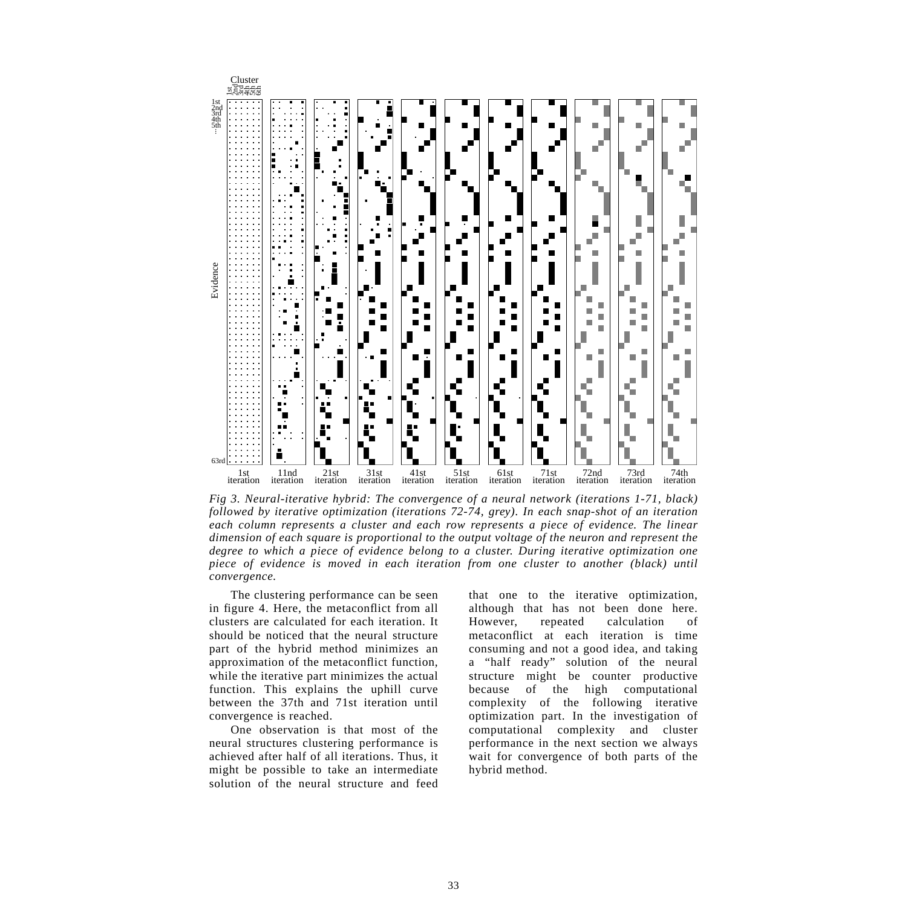*Fig 3. Neural-iterative hybrid: The convergence of a neural network (iterations 1-71, black) followed by iterative optimization (iterations 72-74, grey). In each snap-shot of an iteration each column represents a cluster and each row represents a piece of evidence. The linear dimension of each square is proportional to the output voltage of the neuron and represent the degree to which a piece of evidence belong to a cluster. During iterative optimization one piece of evidence is moved in each iteration from one cluster to another (black) until convergence.*

The clustering performance can be seen in figure 4. Here, the metaconflict from all clusters are calculated for each iteration. It should be noticed that the neural structure part of the hybrid method minimizes an approximation of the metaconflict function, while the iterative part minimizes the actual function. This explains the uphill curve between the 37th and 71st iteration until convergence is reached.

One observation is that most of the neural structures clustering performance is achieved after half of all iterations. Thus, it might be possible to take an intermediate solution of the neural structure and feed that one to the iterative optimization, although that has not been done here. However, repeated calculation of metaconflict at each iteration is time consuming and not a good idea, and taking a "half ready" solution of the neural structure might be counter productive because of the high computational complexity of the following iterative optimization part. In the investigation of computational complexity and cluster performance in the next section we always wait for convergence of both parts of the hybrid method.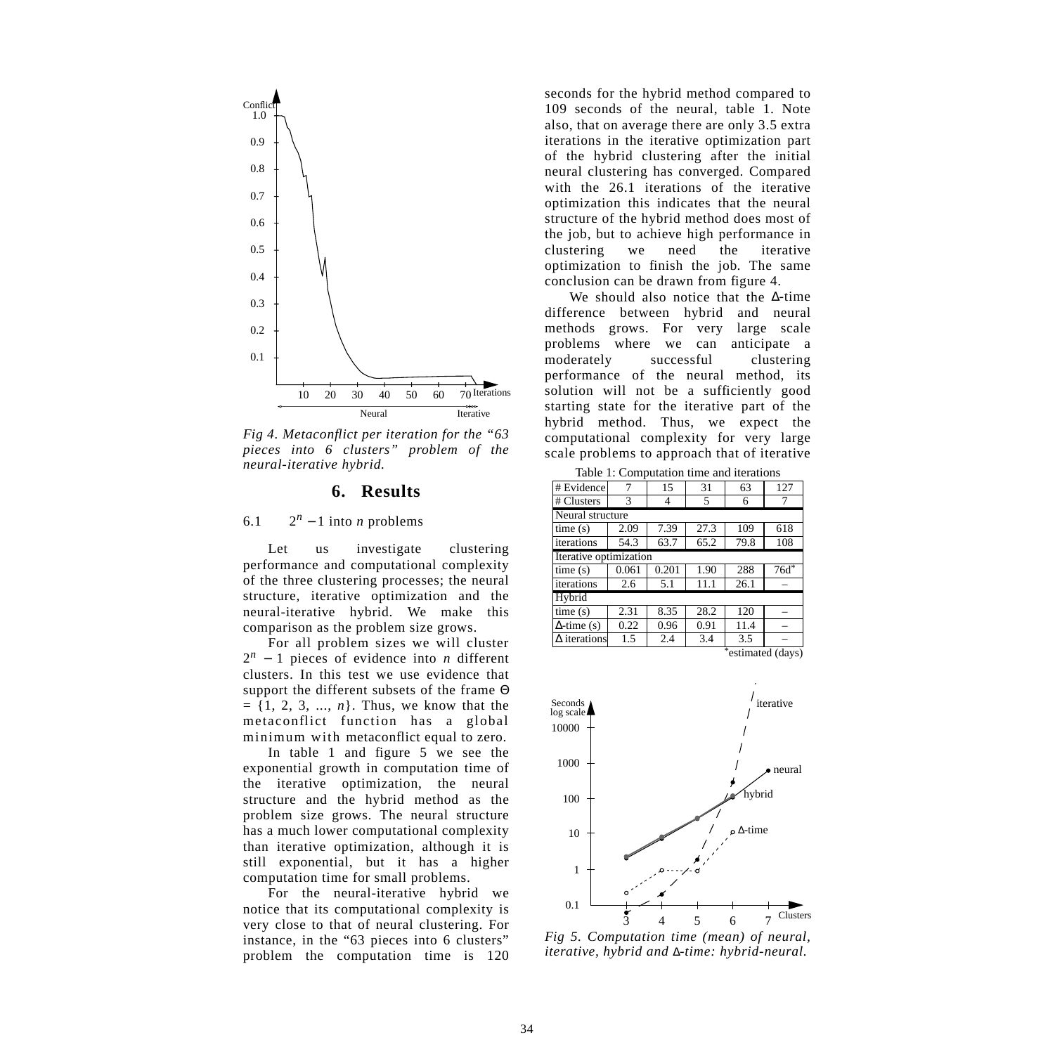*Fig 4. Metaconflict per iteration for the "63 pieces into 6 clusters" problem of the neural-iterative hybrid.*

## 6. Results

### 6.1 $2^n - 1$ into *n* problems

Let us investigate clustering performance and computational complexity of the three clustering processes; the neural structure, iterative optimization and the neural-iterative hybrid. We make this comparison as the problem size grows.

For all problem sizes we will cluster $2^n - 1$ pieces of evidence into *n* different clusters. In this test we use evidence that support the different subsets of the frame $\Theta = \{1, 2, 3, ..., n\}$. Thus, we know that the metaconflict function has a global minimum with metaconflict equal to zero.

In table 1 and figure 5 we see the exponential growth in computation time of the iterative optimization, the neural structure and the hybrid method as the problem size grows. The neural structure has a much lower computational complexity than iterative optimization, although it is still exponential, but it has a higher computation time for small problems.

For the neural-iterative hybrid we notice that its computational complexity is very close to that of neural clustering. For instance, in the "63 pieces into 6 clusters" problem the computation time is 120 seconds for the hybrid method compared to 109 seconds of the neural, table 1. Note also, that on average there are only 3.5 extra iterations in the iterative optimization part of the hybrid clustering after the initial neural clustering has converged. Compared with the 26.1 iterations of the iterative optimization this indicates that the neural structure of the hybrid method does most of the job, but to achieve high performance in clustering we need the iterative optimization to finish the job. The same conclusion can be drawn from figure 4.

We should also notice that the Δ-time difference between hybrid and neural methods grows. For very large scale problems where we can anticipate a moderately successful clustering performance of the neural method, its solution will not be a sufficiently good starting state for the iterative part of the hybrid method. Thus, we expect the computational complexity for very large scale problems to approach that of iterative

Table 1: Computation time and iterations

| # Evidence | 7 | 15 | 31 | 63 | 127 |
|---|---|---|---|---|---|
| # Clusters | 3 | 4 | 5 | 6 | 7 |
| **Neural structure** | | | | | |
| time (s) | 2.09 | 7.39 | 27.3 | 109 | 618 |
| iterations | 54.3 | 63.7 | 65.2 | 79.8 | 108 |
| **Iterative optimization** | | | | | |
| time (s) | 0.061 | 0.201 | 1.90 | 288 | 76d* |
| iterations | 2.6 | 5.1 | 11.1 | 26.1 | – |
| **Hybrid** | | | | | |
| time (s) | 2.31 | 8.35 | 28.2 | 120 | – |
| Δ-time (s) | 0.22 | 0.96 | 0.91 | 11.4 | – |
| Δ iterations | 1.5 | 2.4 | 3.4 | 3.5 | – |

*estimated (days)

*Fig 5. Computation time (mean) of neural, iterative, hybrid and Δ-time: hybrid-neural.*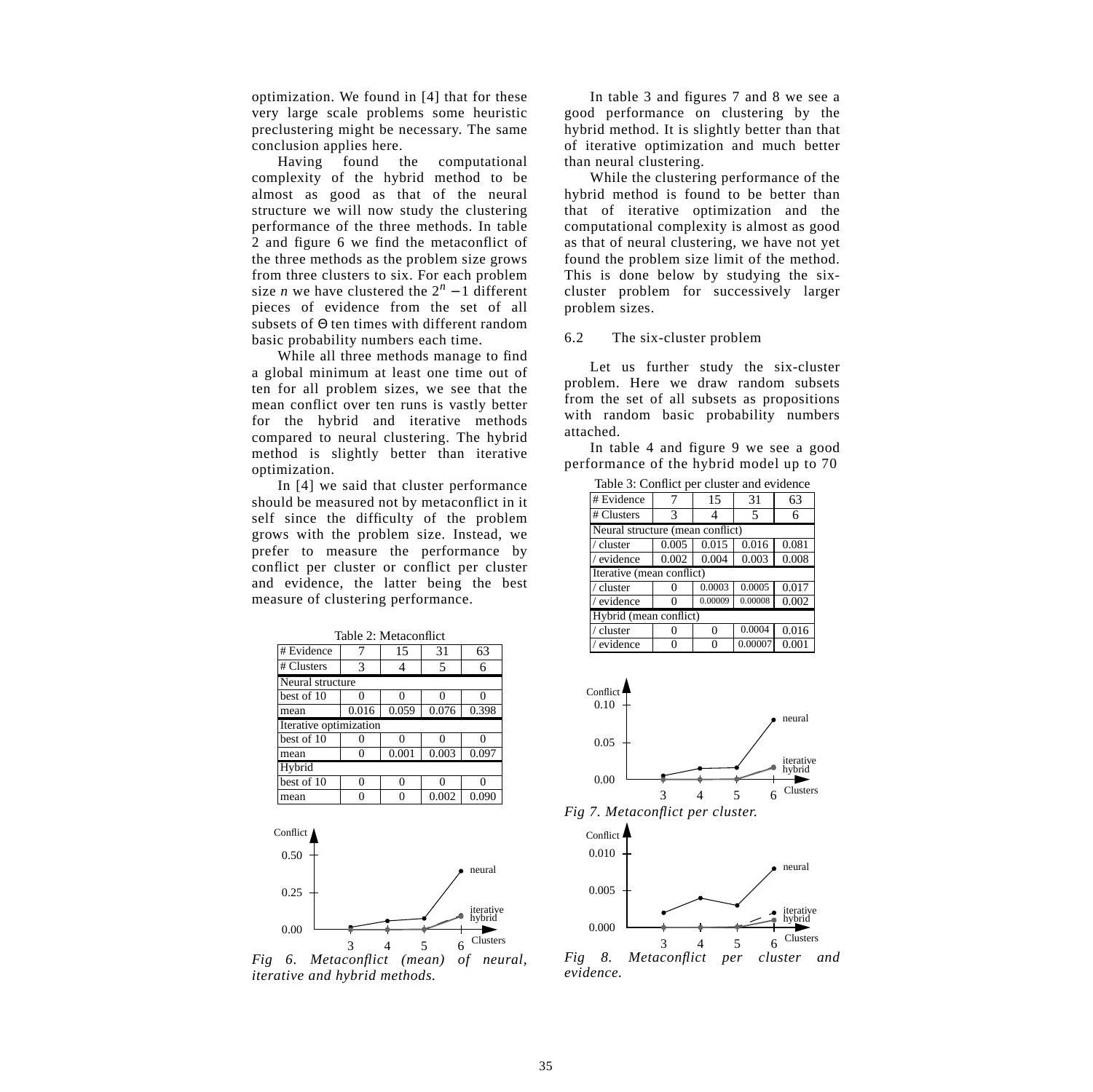optimization. We found in [4] that for these very large scale problems some heuristic preclustering might be necessary. The same conclusion applies here.

Having found the computational complexity of the hybrid method to be almost as good as that of the neural structure we will now study the clustering performance of the three methods. In table 2 and figure 6 we find the metaconflict of the three methods as the problem size grows from three clusters to six. For each problem size $n$ we have clustered the $2^n - 1$ different pieces of evidence from the set of all subsets of $\Theta$ ten times with different random basic probability numbers each time.

While all three methods manage to find a global minimum at least one time out of ten for all problem sizes, we see that the mean conflict over ten runs is vastly better for the hybrid and iterative methods compared to neural clustering. The hybrid method is slightly better than iterative optimization.

In [4] we said that cluster performance should be measured not by metaconflict in it self since the difficulty of the problem grows with the problem size. Instead, we prefer to measure the performance by conflict per cluster or conflict per cluster and evidence, the latter being the best measure of clustering performance.

Table 2: Metaconflict

| # Evidence | 7 | 15 | 31 | 63 |
|---|---|---|---|---|
| # Clusters | 3 | 4 | 5 | 6 |
| Neural structure | | | | |
| best of 10 | 0 | 0 | 0 | 0 |
| mean | 0.016 | 0.059 | 0.076 | 0.398 |
| Iterative optimization | | | | |
| best of 10 | 0 | 0 | 0 | 0 |
| mean | 0 | 0.001 | 0.003 | 0.097 |
| Hybrid | | | | |
| best of 10 | 0 | 0 | 0 | 0 |
| mean | 0 | 0 | 0.002 | 0.090 |

*Fig 6. Metaconflict (mean) of neural, iterative and hybrid methods.*

In table 3 and figures 7 and 8 we see a good performance on clustering by the hybrid method. It is slightly better than that of iterative optimization and much better than neural clustering.

While the clustering performance of the hybrid method is found to be better than that of iterative optimization and the computational complexity is almost as good as that of neural clustering, we have not yet found the problem size limit of the method. This is done below by studying the six-cluster problem for successively larger problem sizes.

## 6.2 The six-cluster problem

Let us further study the six-cluster problem. Here we draw random subsets from the set of all subsets as propositions with random basic probability numbers attached.

In table 4 and figure 9 we see a good performance of the hybrid model up to 70

Table 3: Conflict per cluster and evidence

| # Evidence | 7 | 15 | 31 | 63 |
|---|---|---|---|---|
| # Clusters | 3 | 4 | 5 | 6 |
| Neural structure (mean conflict) | | | | |
| / cluster | 0.005 | 0.015 | 0.016 | 0.081 |
| / evidence | 0.002 | 0.004 | 0.003 | 0.008 |
| Iterative (mean conflict) | | | | |
| / cluster | 0 | 0.0003 | 0.0005 | 0.017 |
| / evidence | 0 | 0.00009 | 0.00008 | 0.002 |
| Hybrid (mean conflict) | | | | |
| / cluster | 0 | 0 | 0.0004 | 0.016 |
| / evidence | 0 | 0 | 0.00007 | 0.001 |

*Fig 7. Metaconflict per cluster.*

*Fig 8. Metaconflict per cluster and evidence.*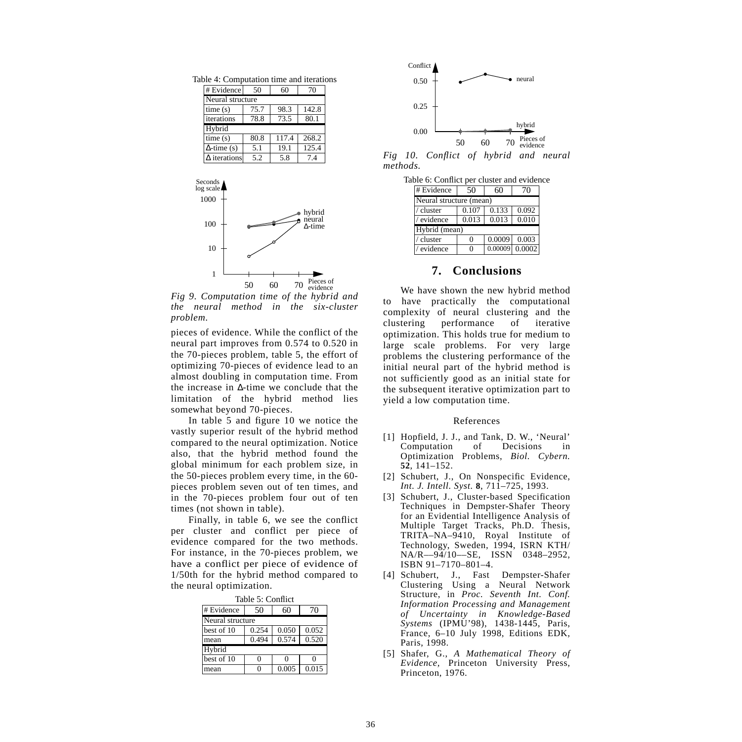Table 4: Computation time and iterations

| # Evidence | 50 | 60 | 70 |
|---|---|---|---|
| Neural structure | | | |
| time (s) | 75.7 | 98.3 | 142.8 |
| iterations | 78.8 | 73.5 | 80.1 |
| Hybrid | | | |
| time (s) | 80.8 | 117.4 | 268.2 |
| Δ-time (s) | 5.1 | 19.1 | 125.4 |
| Δ iterations | 5.2 | 5.8 | 7.4 |

Seconds
log scale
1000
100
10
1
hybrid
neural
Δ-time
50 60 70 Pieces of evidence

*Fig 9. Computation time of the hybrid and the neural method in the six-cluster problem.*

pieces of evidence. While the conflict of the neural part improves from 0.574 to 0.520 in the 70-pieces problem, table 5, the effort of optimizing 70-pieces of evidence lead to an almost doubling in computation time. From the increase in Δ-time we conclude that the limitation of the hybrid method lies somewhat beyond 70-pieces.

In table 5 and figure 10 we notice the vastly superior result of the hybrid method compared to the neural optimization. Notice also, that the hybrid method found the global minimum for each problem size, in the 50-pieces problem every time, in the 60-pieces problem seven out of ten times, and in the 70-pieces problem four out of ten times (not shown in table).

Finally, in table 6, we see the conflict per cluster and conflict per piece of evidence compared for the two methods. For instance, in the 70-pieces problem, we have a conflict per piece of evidence of 1/50th for the hybrid method compared to the neural optimization.

Table 5: Conflict

| # Evidence | 50 | 60 | 70 |
|---|---|---|---|
| Neural structure | | | |
| best of 10 | 0.254 | 0.050 | 0.052 |
| mean | 0.494 | 0.574 | 0.520 |
| Hybrid | | | |
| best of 10 | 0 | 0 | 0 |
| mean | 0 | 0.005 | 0.015 |

Conflict
0.50
0.25
0.00
neural
hybrid
50 60 70 Pieces of evidence

*Fig 10. Conflict of hybrid and neural methods.*

Table 6: Conflict per cluster and evidence

| # Evidence | 50 | 60 | 70 |
|---|---|---|---|
| Neural structure (mean) | | | |
| / cluster | 0.107 | 0.133 | 0.092 |
| / evidence | 0.013 | 0.013 | 0.010 |
| Hybrid (mean) | | | |
| / cluster | 0 | 0.0009 | 0.003 |
| / evidence | 0 | 0.00009 | 0.0002 |

## 7. Conclusions

We have shown the new hybrid method to have practically the computational complexity of neural clustering and the clustering performance of iterative optimization. This holds true for medium to large scale problems. For very large problems the clustering performance of the initial neural part of the hybrid method is not sufficiently good as an initial state for the subsequent iterative optimization part to yield a low computation time.

### References

[1] Hopfield, J. J., and Tank, D. W., 'Neural' Computation of Decisions in Optimization Problems, *Biol. Cybern.* **52**, 141–152.

[2] Schubert, J., On Nonspecific Evidence, *Int. J. Intell. Syst.* **8**, 711–725, 1993.

[3] Schubert, J., Cluster-based Specification Techniques in Dempster-Shafer Theory for an Evidential Intelligence Analysis of Multiple Target Tracks, Ph.D. Thesis, TRITA–NA–9410, Royal Institute of Technology, Sweden, 1994, ISRN KTH/NA/R—94/10—SE, ISSN 0348–2952, ISBN 91–7170–801–4.

[4] Schubert, J., Fast Dempster-Shafer Clustering Using a Neural Network Structure, in *Proc. Seventh Int. Conf. Information Processing and Management of Uncertainty in Knowledge-Based Systems* (IPMU'98), 1438-1445, Paris, France, 6–10 July 1998, Editions EDK, Paris, 1998.

[5] Shafer, G., *A Mathematical Theory of Evidence*, Princeton University Press, Princeton, 1976.